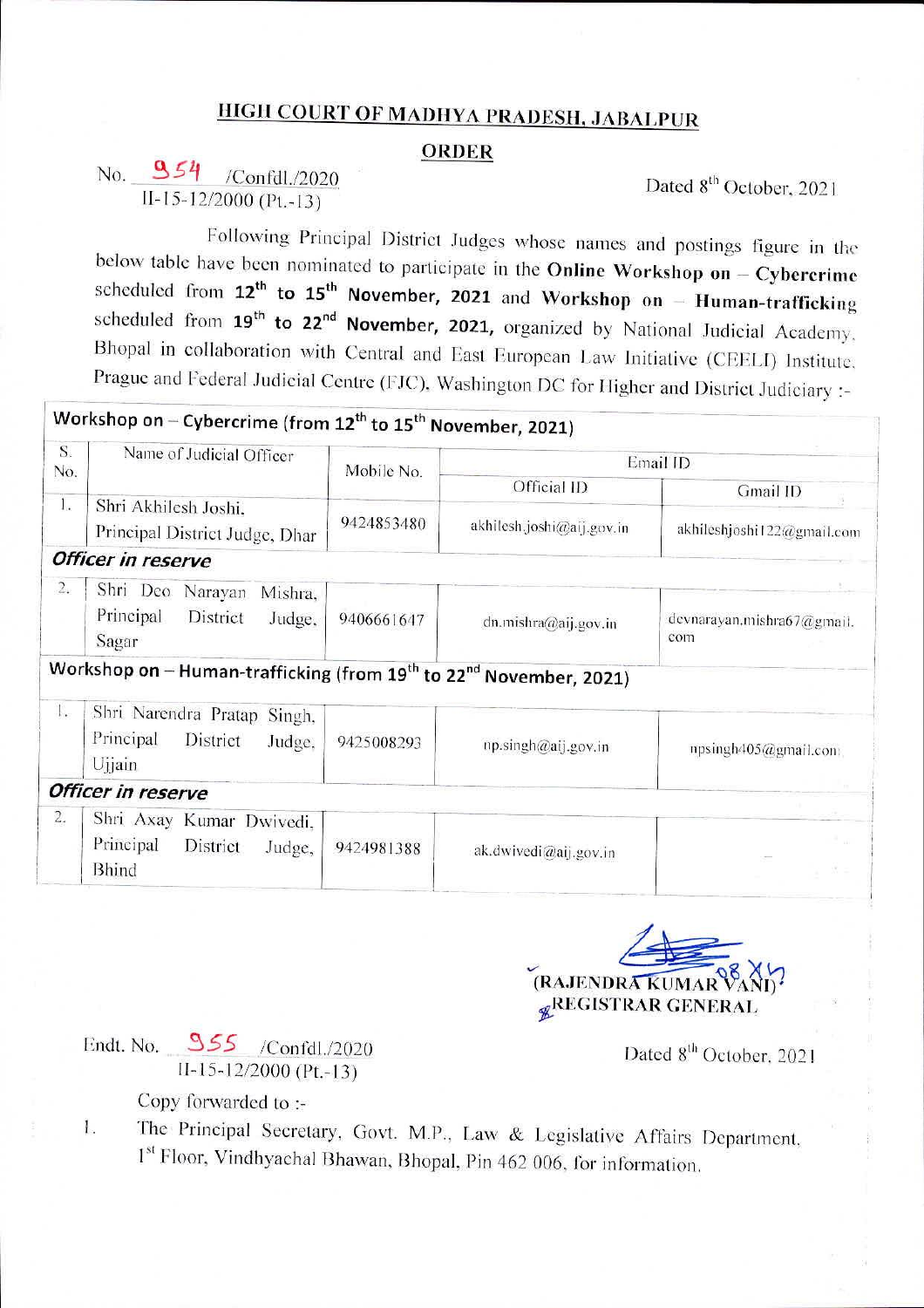# HIGH COURT OF MADHYA PRADESH, JABALPUR

## ORDER

No. 954 /Confdl./2020
II-15-12/2000 (Pt.-13)

Dated 8th October, 2021

Following Principal District Judges whose names and postings figure in the below table have been nominated to participate in the **Online Workshop on – Cybercrime** scheduled from **12th to 15th November, 2021** and **Workshop on – Human-trafficking** scheduled from **19th to 22nd November, 2021,** organized by National Judicial Academy, Bhopal in collaboration with Central and East European Law Initiative (CEELI) Institute, Prague and Federal Judicial Centre (FJC), Washington DC for Higher and District Judiciary :-

| S. No. | Name of Judicial Officer | Mobile No. | Email ID | |
|---|---|---|---|---|
| | | | Official ID | Gmail ID |
| **Workshop on – Cybercrime (from 12th to 15th November, 2021)** | | | | |
| 1. | Shri Akhilesh Joshi, Principal District Judge, Dhar | 9424853480 | akhilesh.joshi@aij.gov.in | akhileshjoshi122@gmail.com |
| ***Officer in reserve*** | | | | |
| 2. | Shri Deo Narayan Mishra, Principal District Judge, Sagar | 9406661647 | dn.mishra@aij.gov.in | devnarayan.mishra67@gmail.com |
| **Workshop on – Human-trafficking (from 19th to 22nd November, 2021)** | | | | |
| 1. | Shri Narendra Pratap Singh, Principal District Judge, Ujjain | 9425008293 | np.singh@aij.gov.in | npsingh405@gmail.com |
| ***Officer in reserve*** | | | | |
| 2. | Shri Axay Kumar Dwivedi, Principal District Judge, Bhind | 9424981388 | ak.dwivedi@aij.gov.in | – |

(RAJENDRA KUMAR VANI)
REGISTRAR GENERAL

Endt. No. 955 /Confdl./2020
II-15-12/2000 (Pt.-13)

Dated 8th October, 2021

Copy forwarded to :-

1. The Principal Secretary, Govt. M.P., Law & Legislative Affairs Department, 1st Floor, Vindhyachal Bhawan, Bhopal, Pin 462 006, for information.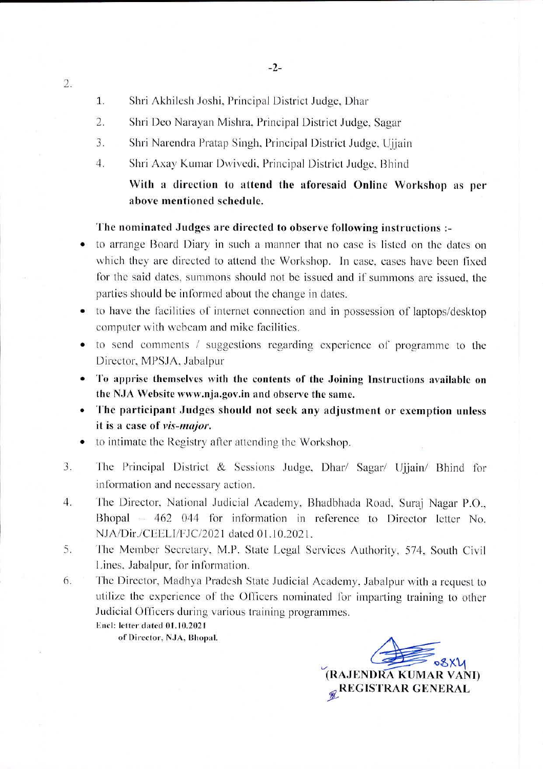2.

1. Shri Akhilesh Joshi, Principal District Judge, Dhar
2. Shri Deo Narayan Mishra, Principal District Judge, Sagar
3. Shri Narendra Pratap Singh, Principal District Judge, Ujjain
4. Shri Axay Kumar Dwivedi, Principal District Judge, Bhind

**With a direction to attend the aforesaid Online Workshop as per above mentioned schedule.**

**The nominated Judges are directed to observe following instructions :-**

- to arrange Board Diary in such a manner that no case is listed on the dates on which they are directed to attend the Workshop. In case, cases have been fixed for the said dates, summons should not be issued and if summons are issued, the parties should be informed about the change in dates.
- to have the facilities of internet connection and in possession of laptops/desktop computer with webcam and mike facilities.
- to send comments / suggestions regarding experience of programme to the Director, MPSJA, Jabalpur
- **To apprise themselves with the contents of the Joining Instructions available on the NJA Website www.nja.gov.in and observe the same.**
- **The participant Judges should not seek any adjustment or exemption unless it is a case of *vis-major*.**
- to intimate the Registry after attending the Workshop.

3. The Principal District & Sessions Judge, Dhar/ Sagar/ Ujjain/ Bhind for information and necessary action.
4. The Director, National Judicial Academy, Bhadbhada Road, Suraj Nagar P.O., Bhopal – 462 044 for information in reference to Director letter No. NJA/Dir./CEELI/FJC/2021 dated 01.10.2021.
5. The Member Secretary, M.P. State Legal Services Authority, 574, South Civil Lines, Jabalpur, for information.
6. The Director, Madhya Pradesh State Judicial Academy, Jabalpur with a request to utilize the experience of the Officers nominated for imparting training to other Judicial Officers during various training programmes.

**Encl: letter dated 01.10.2021 of Director, NJA, Bhopal.**

08X4

**(RAJENDRA KUMAR VANI)**
**REGISTRAR GENERAL**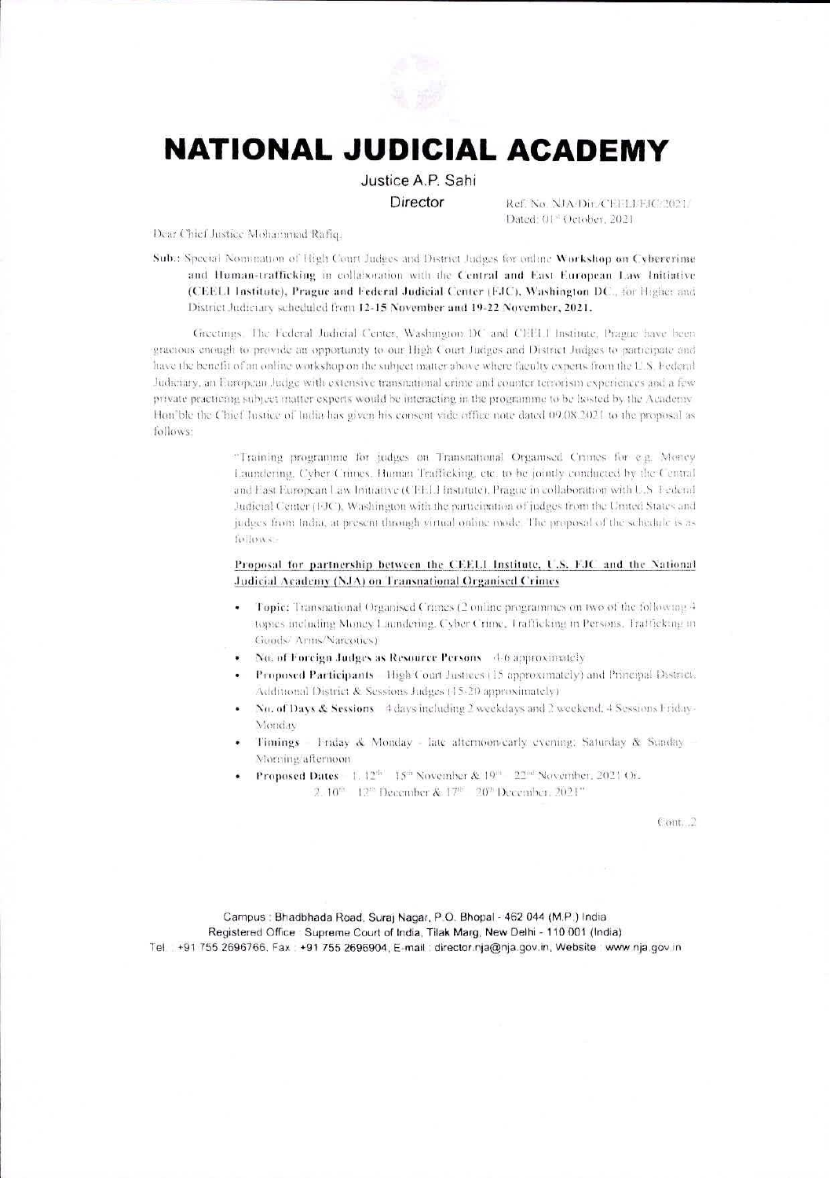# NATIONAL JUDICIAL ACADEMY

Justice A.P. Sahi

Director

Ref. No. NJA/Dir./CEELI/FJC/2021/
Dated: 01st October, 2021

Dear Chief Justice Mohammad Rafiq,

**Sub.:** Special Nomination of High Court Judges and District Judges for online **Workshop on Cybercrime and Human-trafficking** in collaboration with the **Central and East European Law Initiative (CEELI Institute), Prague and Federal Judicial Center (FJC), Washington DC.**, for Higher and District Judiciary scheduled from **12-15 November and 19-22 November, 2021.**

Greetings. The Federal Judicial Center, Washington DC and CEELI Institute, Prague have been gracious enough to provide an opportunity to our High Court Judges and District Judges to participate and have the benefit of an online workshop on the subject matter above where faculty experts from the U.S. Federal Judiciary, an European Judge with extensive transnational crime and counter terrorism experiences and a few private practicing subject matter experts would be interacting in the programme to be hosted by the Academy. Hon'ble the Chief Justice of India has given his consent vide office note dated 09.08.2021 to the proposal as follows:

> "Training programme for judges on Transnational Organised Crimes for e.g. Money Laundering, Cyber Crimes, Human Trafficking, etc. to be jointly conducted by the Central and East European Law Initiative (CEELI Institute), Prague in collaboration with U.S. Federal Judicial Center (FJC), Washington with the participation of judges from the United States and judges from India, at present through virtual online mode. The proposal of the schedule is as follows:-
>
> **Proposal for partnership between the CEELI Institute, U.S. FJC and the National Judicial Academy (NJA) on Transnational Organised Crimes**
>
> - **Topic:** Transnational Organised Crimes (2 online programmes on two of the following 4 topics including Money Laundering, Cyber Crime, Trafficking in Persons, Trafficking in Goods/ Arms/Narcotics)
> - **No. of Foreign Judges as Resource Persons** – 4-6 approximately
> - **Proposed Participants** – High Court Justices (15 approximately) and Principal District, Additional District & Sessions Judges (15-20 approximately)
> - **No. of Days & Sessions** – 4 days including 2 weekdays and 2 weekend; 4 Sessions Friday-Monday
> - **Timings** – Friday & Monday – late afternoon/early evening; Saturday & Sunday – Morning/afternoon
> - **Proposed Dates** – 1. 12th – 15th November & 19th – 22nd November, 2021 Or,
>   2. 10th – 12th December & 17th – 20th December, 2021"

Cont...2

Campus : Bhadbhada Road, Suraj Nagar, P.O. Bhopal - 462 044 (M.P.) India
Registered Office : Supreme Court of India, Tilak Marg, New Delhi - 110 001 (India)
Tel. : +91 755 2696766, Fax : +91 755 2696904, E-mail : director.nja@nja.gov.in, Website : www.nja.gov.in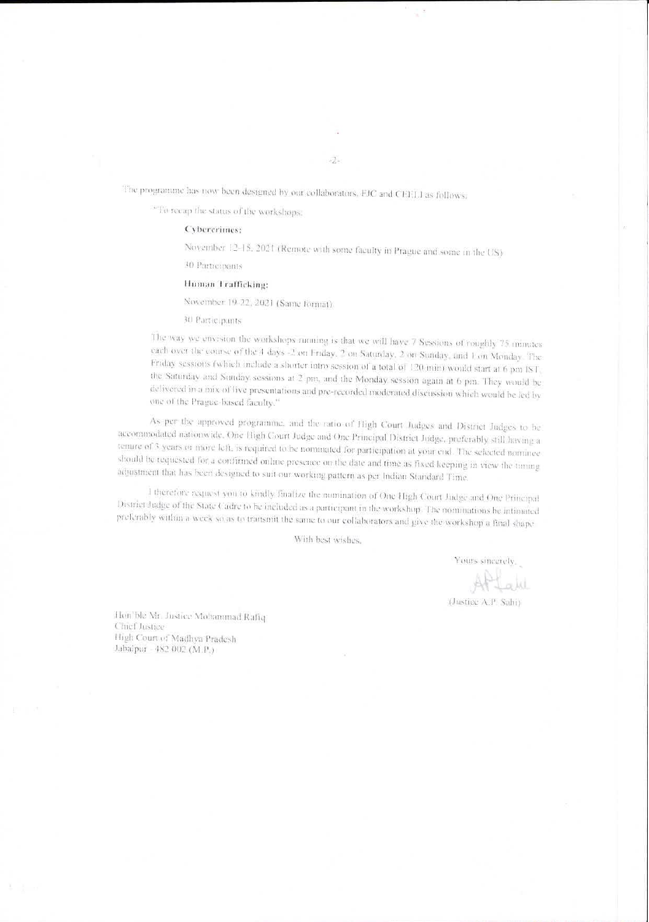The programme has now been designed by our collaborators, FJC and CEELI as follows:

"To recap the status of the workshops:

**Cybercrimes:**

November 12-15, 2021 (Remote with some faculty in Prague and some in the US)

30 Participants

**Human Trafficking:**

November 19-22, 2021 (Same format)

30 Participants

The way we envision the workshops running is that we will have 7 Sessions of roughly 75 minutes each over the course of the 4 days -2 on Friday, 2 on Saturday, 2 on Sunday, and 1 on Monday. The Friday sessions (which include a shorter intro session of a total of 120 min) would start at 6 pm IST, the Saturday and Sunday sessions at 2 pm, and the Monday session again at 6 pm. They would be delivered in a mix of live presentations and pre-recorded moderated discussion which would be led by one of the Prague-based faculty."

As per the approved programme, and the ratio of High Court Judges and District Judges to be accommodated nationwide, One High Court Judge and One Principal District Judge, preferably still having a tenure of 3 years or more left, is required to be nominated for participation at your end. The selected nominee should be requested for a confirmed online presence on the date and time as fixed keeping in view the timing adjustment that has been designed to suit our working pattern as per Indian Standard Time.

I therefore request you to kindly finalize the nomination of One High Court Judge and One Principal District Judge of the State Cadre to be included as a participant in the workshop. The nominations be intimated preferably within a week so as to transmit the same to our collaborators and give the workshop a final shape.

With best wishes,

Yours sincerely,

(Justice A.P. Sahi)

Hon'ble Mr. Justice Mohammad Rafiq
Chief Justice
High Court of Madhya Pradesh
Jabalpur - 482 002 (M.P.)